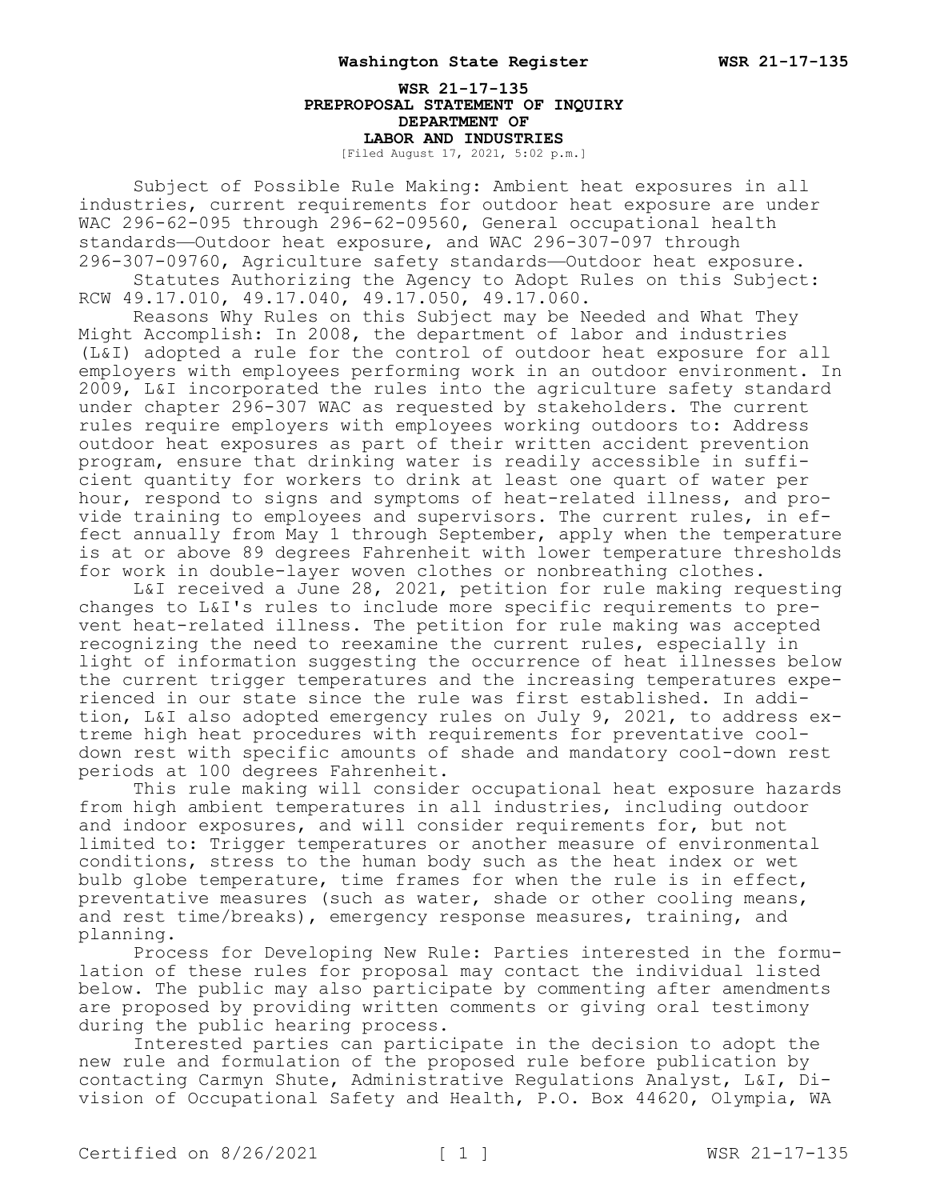# WSR 21-17-135
## PREPROPOSAL STATEMENT OF INQUIRY
## DEPARTMENT OF LABOR AND INDUSTRIES

[Filed August 17, 2021, 5:02 p.m.]

Subject of Possible Rule Making: Ambient heat exposures in all industries, current requirements for outdoor heat exposure are under WAC 296-62-095 through 296-62-09560, General occupational health standards—Outdoor heat exposure, and WAC 296-307-097 through 296-307-09760, Agriculture safety standards—Outdoor heat exposure.

Statutes Authorizing the Agency to Adopt Rules on this Subject: RCW 49.17.010, 49.17.040, 49.17.050, 49.17.060.

Reasons Why Rules on this Subject may be Needed and What They Might Accomplish: In 2008, the department of labor and industries (L&I) adopted a rule for the control of outdoor heat exposure for all employers with employees performing work in an outdoor environment. In 2009, L&I incorporated the rules into the agriculture safety standard under chapter 296-307 WAC as requested by stakeholders. The current rules require employers with employees working outdoors to: Address outdoor heat exposures as part of their written accident prevention program, ensure that drinking water is readily accessible in sufficient quantity for workers to drink at least one quart of water per hour, respond to signs and symptoms of heat-related illness, and provide training to employees and supervisors. The current rules, in effect annually from May 1 through September, apply when the temperature is at or above 89 degrees Fahrenheit with lower temperature thresholds for work in double-layer woven clothes or nonbreathing clothes.

L&I received a June 28, 2021, petition for rule making requesting changes to L&I's rules to include more specific requirements to prevent heat-related illness. The petition for rule making was accepted recognizing the need to reexamine the current rules, especially in light of information suggesting the occurrence of heat illnesses below the current trigger temperatures and the increasing temperatures experienced in our state since the rule was first established. In addition, L&I also adopted emergency rules on July 9, 2021, to address extreme high heat procedures with requirements for preventative cool-down rest with specific amounts of shade and mandatory cool-down rest periods at 100 degrees Fahrenheit.

This rule making will consider occupational heat exposure hazards from high ambient temperatures in all industries, including outdoor and indoor exposures, and will consider requirements for, but not limited to: Trigger temperatures or another measure of environmental conditions, stress to the human body such as the heat index or wet bulb globe temperature, time frames for when the rule is in effect, preventative measures (such as water, shade or other cooling means, and rest time/breaks), emergency response measures, training, and planning.

Process for Developing New Rule: Parties interested in the formulation of these rules for proposal may contact the individual listed below. The public may also participate by commenting after amendments are proposed by providing written comments or giving oral testimony during the public hearing process.

Interested parties can participate in the decision to adopt the new rule and formulation of the proposed rule before publication by contacting Carmyn Shute, Administrative Regulations Analyst, L&I, Division of Occupational Safety and Health, P.O. Box 44620, Olympia, WA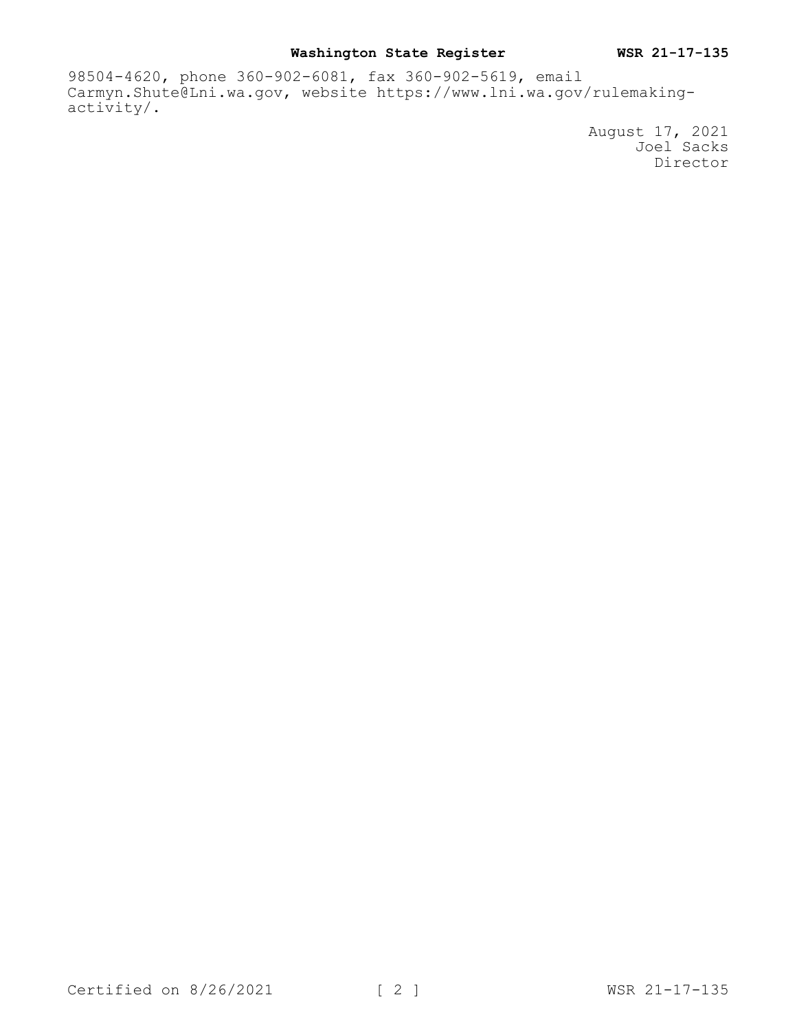98504-4620, phone 360-902-6081, fax 360-902-5619, email Carmyn.Shute@Lni.wa.gov, website https://www.lni.wa.gov/rulemaking-activity/.

August 17, 2021
Joel Sacks
Director